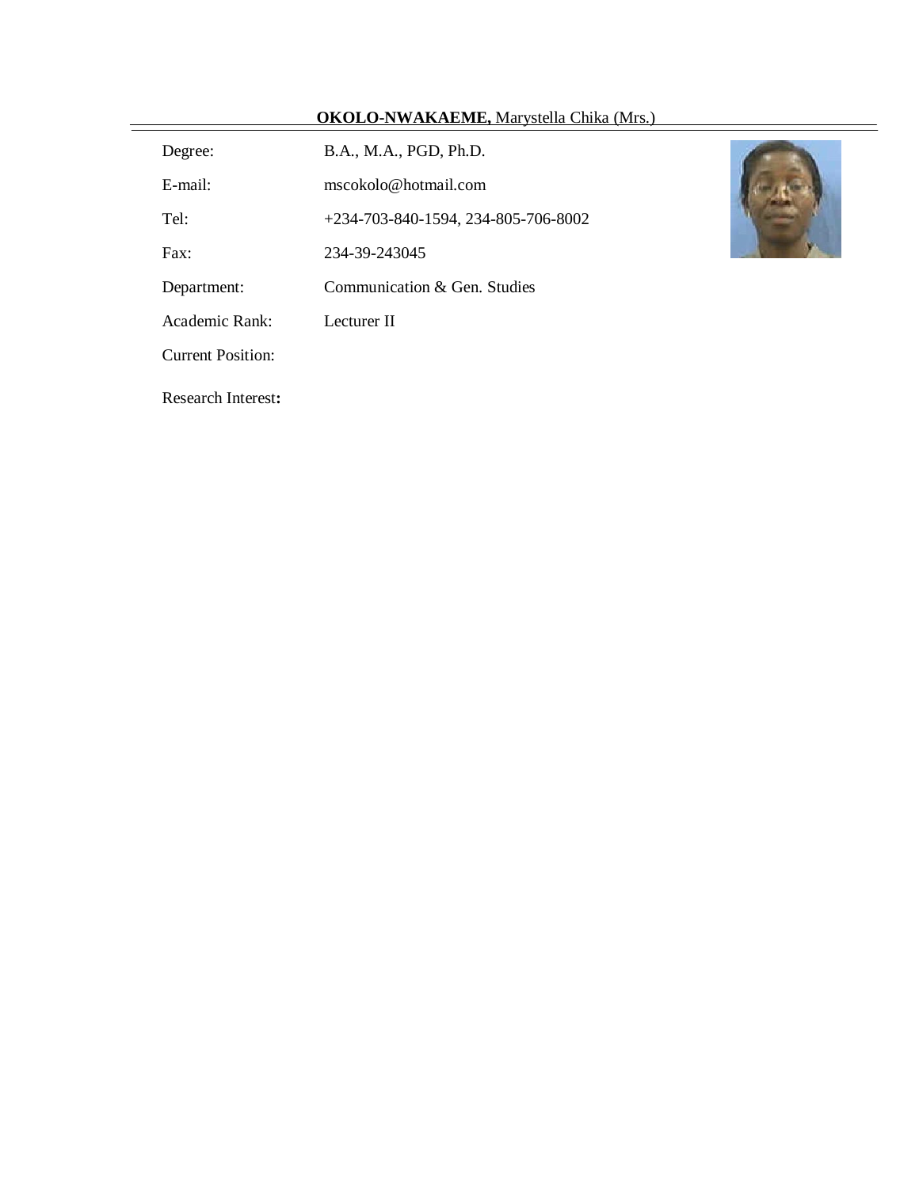**OKOLO-NWAKAEME,** Marystella Chika (Mrs.)

| | |
|---|---|
| Degree: | B.A., M.A., PGD, Ph.D. |
| E-mail: | mscokolo@hotmail.com |
| Tel: | +234-703-840-1594, 234-805-706-8002 |
| Fax: | 234-39-243045 |
| Department: | Communication & Gen. Studies |
| Academic Rank: | Lecturer II |
| Current Position: | |

Research Interest**:**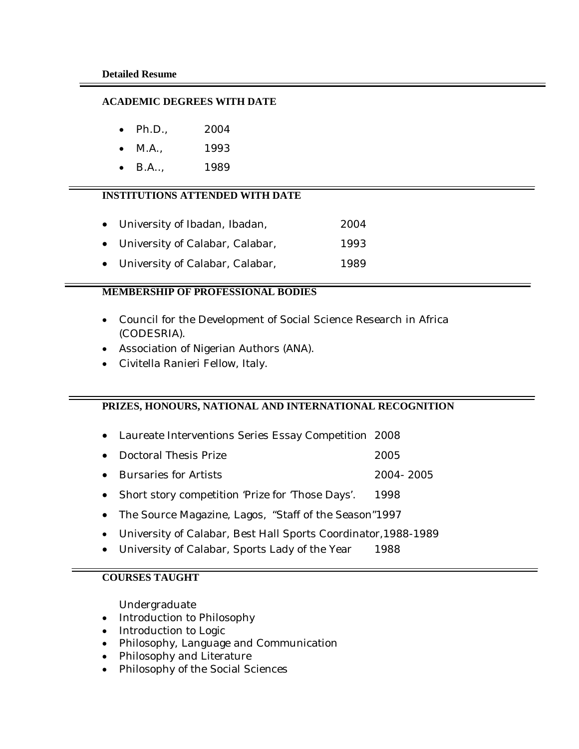**Detailed Resume**

## ACADEMIC DEGREES WITH DATE

- Ph.D., 2004
- M.A., 1993
- B.A.., 1989

## INSTITUTIONS ATTENDED WITH DATE

- University of Ibadan, Ibadan, 2004
- University of Calabar, Calabar, 1993
- University of Calabar, Calabar, 1989

## MEMBERSHIP OF PROFESSIONAL BODIES

- Council for the Development of Social Science Research in Africa (CODESRIA).
- Association of Nigerian Authors (ANA).
- Civitella Ranieri Fellow, Italy.

## PRIZES, HONOURS, NATIONAL AND INTERNATIONAL RECOGNITION

- Laureate Interventions Series Essay Competition 2008
- Doctoral Thesis Prize 2005
- Bursaries for Artists 2004- 2005
- Short story competition 'Prize for 'Those Days'. 1998
- The Source Magazine, Lagos, "Staff of the Season"1997
- University of Calabar, Best Hall Sports Coordinator,1988-1989
- University of Calabar, Sports Lady of the Year 1988

## COURSES TAUGHT

Undergraduate

- Introduction to Philosophy
- Introduction to Logic
- Philosophy, Language and Communication
- Philosophy and Literature
- Philosophy of the Social Sciences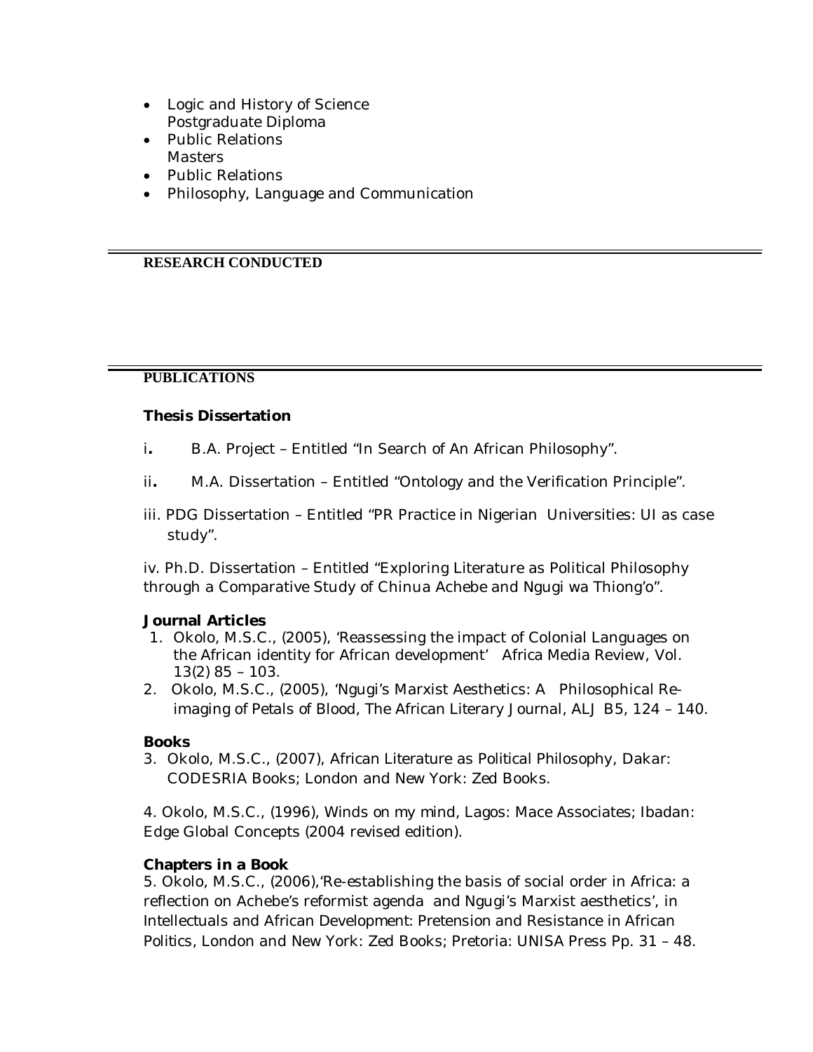- Logic and History of Science

  Postgraduate Diploma
- Public Relations

  Masters
- Public Relations
- Philosophy, Language and Communication

## RESEARCH CONDUCTED

## PUBLICATIONS

### Thesis Dissertation

i. B.A. Project – Entitled "In Search of An African Philosophy".

ii. M.A. Dissertation – Entitled "Ontology and the Verification Principle".

iii. PDG Dissertation – Entitled "PR Practice in Nigerian Universities: UI as case study".

iv. Ph.D. Dissertation – Entitled "Exploring Literature as Political Philosophy through a Comparative Study of Chinua Achebe and Ngugi wa Thiong'o".

### Journal Articles

1. Okolo, M.S.C., (2005), 'Reassessing the impact of Colonial Languages on the African identity for African development' Africa Media Review, Vol. 13(2) 85 – 103.
2. Okolo, M.S.C., (2005), 'Ngugi's Marxist Aesthetics: A Philosophical Re-imaging of Petals of Blood, The African Literary Journal, ALJ B5, 124 – 140.

### Books

3. Okolo, M.S.C., (2007), African Literature as Political Philosophy, Dakar: CODESRIA Books; London and New York: Zed Books.

4. Okolo, M.S.C., (1996), Winds on my mind, Lagos: Mace Associates; Ibadan: Edge Global Concepts (2004 revised edition).

### Chapters in a Book

5. Okolo, M.S.C., (2006),'Re-establishing the basis of social order in Africa: a reflection on Achebe's reformist agenda and Ngugi's Marxist aesthetics', in Intellectuals and African Development: Pretension and Resistance in African Politics, London and New York: Zed Books; Pretoria: UNISA Press Pp. 31 – 48.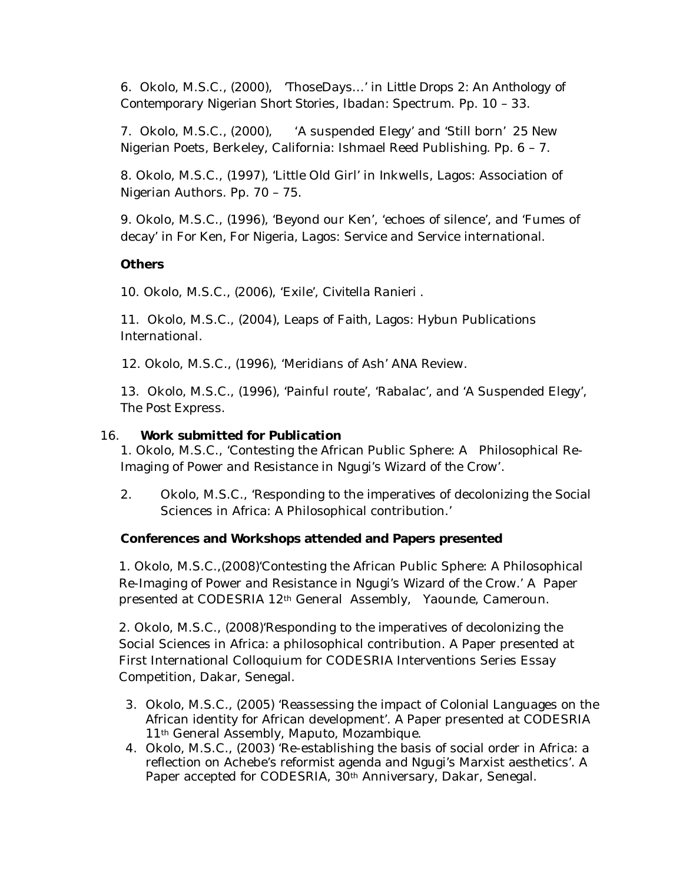6. Okolo, M.S.C., (2000), 'ThoseDays…' in Little Drops 2: An Anthology of Contemporary Nigerian Short Stories, Ibadan: Spectrum. Pp. 10 – 33.

7. Okolo, M.S.C., (2000), 'A suspended Elegy' and 'Still born' 25 New Nigerian Poets, Berkeley, California: Ishmael Reed Publishing. Pp. 6 – 7.

8. Okolo, M.S.C., (1997), 'Little Old Girl' in Inkwells, Lagos: Association of Nigerian Authors. Pp. 70 – 75.

9. Okolo, M.S.C., (1996), 'Beyond our Ken', 'echoes of silence', and 'Fumes of decay' in For Ken, For Nigeria, Lagos: Service and Service international.

**Others**

10. Okolo, M.S.C., (2006), 'Exile', Civitella Ranieri .

11. Okolo, M.S.C., (2004), Leaps of Faith, Lagos: Hybun Publications International.

12. Okolo, M.S.C., (1996), 'Meridians of Ash' ANA Review.

13. Okolo, M.S.C., (1996), 'Painful route', 'Rabalac', and 'A Suspended Elegy', The Post Express.

16. **Work submitted for Publication**

1. Okolo, M.S.C., 'Contesting the African Public Sphere: A Philosophical Re-Imaging of Power and Resistance in Ngugi's Wizard of the Crow'.

2. Okolo, M.S.C., 'Responding to the imperatives of decolonizing the Social Sciences in Africa: A Philosophical contribution.'

**Conferences and Workshops attended and Papers presented**

1. Okolo, M.S.C.,(2008)'Contesting the African Public Sphere: A Philosophical Re-Imaging of Power and Resistance in Ngugi's Wizard of the Crow.' A Paper presented at CODESRIA 12th General Assembly, Yaounde, Cameroun.

2. Okolo, M.S.C., (2008)'Responding to the imperatives of decolonizing the Social Sciences in Africa: a philosophical contribution. A Paper presented at First International Colloquium for CODESRIA Interventions Series Essay Competition, Dakar, Senegal.

3. Okolo, M.S.C., (2005) 'Reassessing the impact of Colonial Languages on the African identity for African development'. A Paper presented at CODESRIA 11th General Assembly, Maputo, Mozambique.
4. Okolo, M.S.C., (2003) 'Re-establishing the basis of social order in Africa: a reflection on Achebe's reformist agenda and Ngugi's Marxist aesthetics'. A Paper accepted for CODESRIA, 30th Anniversary, Dakar, Senegal.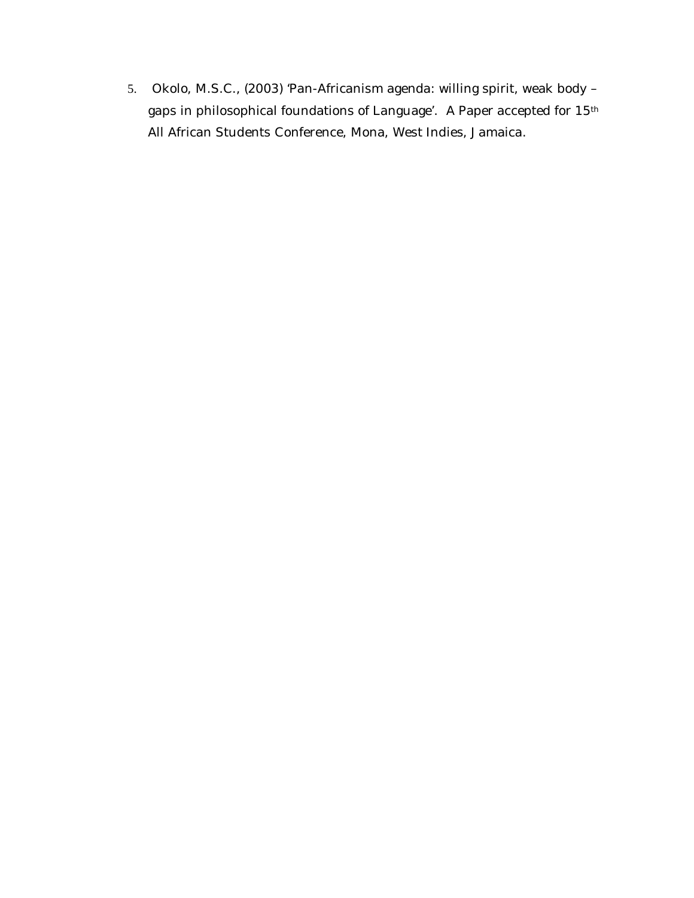5. Okolo, M.S.C., (2003) 'Pan-Africanism agenda: willing spirit, weak body – gaps in philosophical foundations of Language'. A Paper accepted for 15th All African Students Conference, Mona, West Indies, Jamaica.